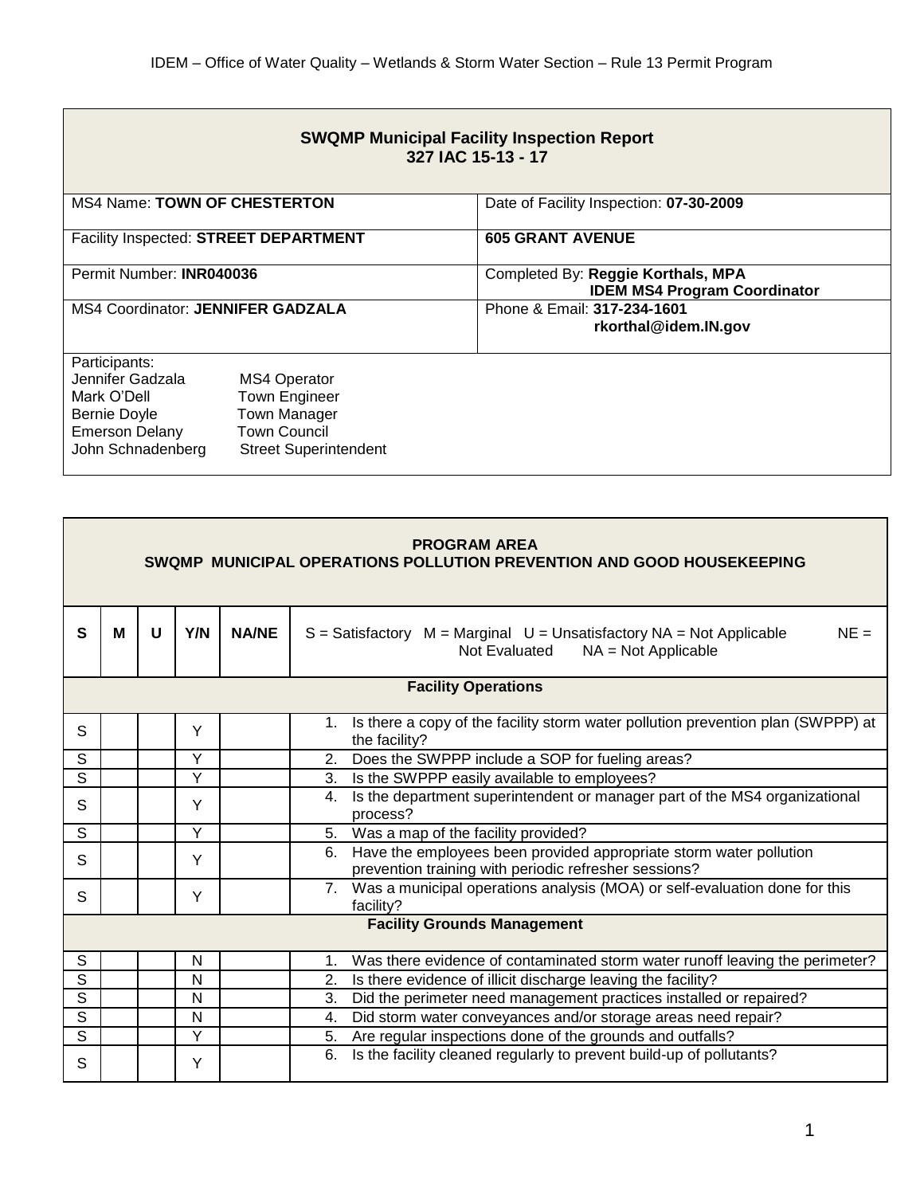IDEM – Office of Water Quality – Wetlands & Storm Water Section – Rule 13 Permit Program

| **SWQMP Municipal Facility Inspection Report 327 IAC 15-13 - 17** | |
|---|---|
| MS4 Name: **TOWN OF CHESTERTON** | Date of Facility Inspection: **07-30-2009** |
| Facility Inspected: **STREET DEPARTMENT** | **605 GRANT AVENUE** |
| Permit Number: **INR040036** | Completed By: **Reggie Korthals, MPA IDEM MS4 Program Coordinator** |
| MS4 Coordinator: **JENNIFER GADZALA** | Phone & Email: **317-234-1601 rkorthal@idem.IN.gov** |

Participants:

| | |
|---|---|
| Jennifer Gadzala | MS4 Operator |
| Mark O'Dell | Town Engineer |
| Bernie Doyle | Town Manager |
| Emerson Delany | Town Council |
| John Schnadenberg | Street Superintendent |

**PROGRAM AREA**
**SWQMP MUNICIPAL OPERATIONS POLLUTION PREVENTION AND GOOD HOUSEKEEPING**

| S | M | U | Y/N | NA/NE | S = Satisfactory M = Marginal U = Unsatisfactory NA = Not Applicable NE = Not Evaluated NA = Not Applicable |
|---|---|---|---|---|---|
| | | | | | **Facility Operations** |
| S | | | Y | | 1. Is there a copy of the facility storm water pollution prevention plan (SWPPP) at the facility? |
| S | | | Y | | 2. Does the SWPPP include a SOP for fueling areas? |
| S | | | Y | | 3. Is the SWPPP easily available to employees? |
| S | | | Y | | 4. Is the department superintendent or manager part of the MS4 organizational process? |
| S | | | Y | | 5. Was a map of the facility provided? |
| S | | | Y | | 6. Have the employees been provided appropriate storm water pollution prevention training with periodic refresher sessions? |
| S | | | Y | | 7. Was a municipal operations analysis (MOA) or self-evaluation done for this facility? |
| | | | | | **Facility Grounds Management** |
| S | | | N | | 1. Was there evidence of contaminated storm water runoff leaving the perimeter? |
| S | | | N | | 2. Is there evidence of illicit discharge leaving the facility? |
| S | | | N | | 3. Did the perimeter need management practices installed or repaired? |
| S | | | N | | 4. Did storm water conveyances and/or storage areas need repair? |
| S | | | Y | | 5. Are regular inspections done of the grounds and outfalls? |
| S | | | Y | | 6. Is the facility cleaned regularly to prevent build-up of pollutants? |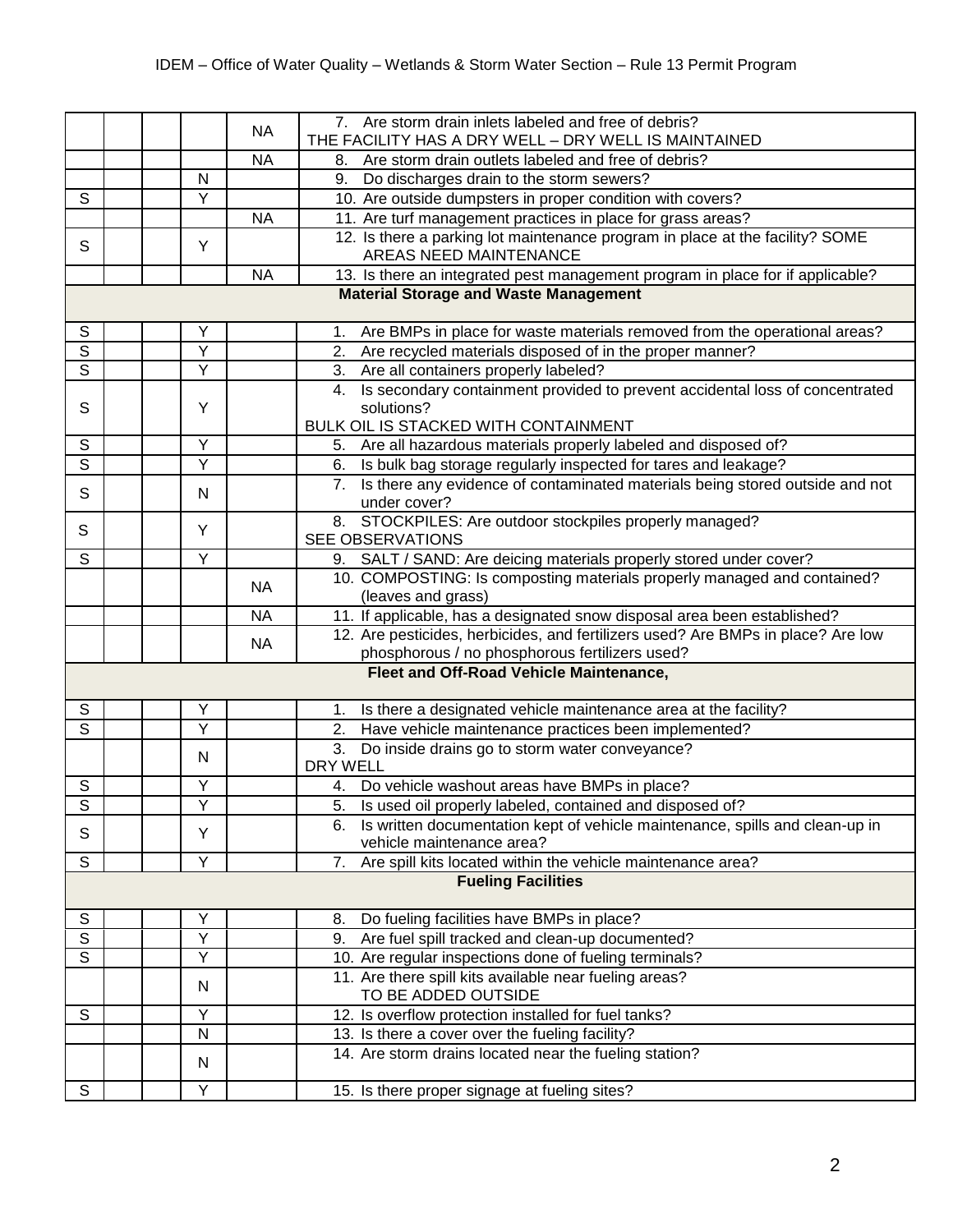| | | | | | |
|---|---|---|---|---|---|
| | | | | NA | 7. Are storm drain inlets labeled and free of debris? THE FACILITY HAS A DRY WELL – DRY WELL IS MAINTAINED |
| | | | | NA | 8. Are storm drain outlets labeled and free of debris? |
| | | | N | | 9. Do discharges drain to the storm sewers? |
| S | | | Y | | 10. Are outside dumpsters in proper condition with covers? |
| | | | | NA | 11. Are turf management practices in place for grass areas? |
| S | | | Y | | 12. Is there a parking lot maintenance program in place at the facility? SOME AREAS NEED MAINTENANCE |
| | | | | NA | 13. Is there an integrated pest management program in place for if applicable? |
| | | | | | **Material Storage and Waste Management** |
| S | | | Y | | 1. Are BMPs in place for waste materials removed from the operational areas? |
| S | | | Y | | 2. Are recycled materials disposed of in the proper manner? |
| S | | | Y | | 3. Are all containers properly labeled? |
| S | | | Y | | 4. Is secondary containment provided to prevent accidental loss of concentrated solutions? BULK OIL IS STACKED WITH CONTAINMENT |
| S | | | Y | | 5. Are all hazardous materials properly labeled and disposed of? |
| S | | | Y | | 6. Is bulk bag storage regularly inspected for tares and leakage? |
| S | | | N | | 7. Is there any evidence of contaminated materials being stored outside and not under cover? |
| S | | | Y | | 8. STOCKPILES: Are outdoor stockpiles properly managed? SEE OBSERVATIONS |
| S | | | Y | | 9. SALT / SAND: Are deicing materials properly stored under cover? |
| | | | | NA | 10. COMPOSTING: Is composting materials properly managed and contained? (leaves and grass) |
| | | | | NA | 11. If applicable, has a designated snow disposal area been established? |
| | | | | NA | 12. Are pesticides, herbicides, and fertilizers used? Are BMPs in place? Are low phosphorous / no phosphorous fertilizers used? |
| | | | | | **Fleet and Off-Road Vehicle Maintenance,** |
| S | | | Y | | 1. Is there a designated vehicle maintenance area at the facility? |
| S | | | Y | | 2. Have vehicle maintenance practices been implemented? |
| | | | N | | 3. Do inside drains go to storm water conveyance? DRY WELL |
| S | | | Y | | 4. Do vehicle washout areas have BMPs in place? |
| S | | | Y | | 5. Is used oil properly labeled, contained and disposed of? |
| S | | | Y | | 6. Is written documentation kept of vehicle maintenance, spills and clean-up in vehicle maintenance area? |
| S | | | Y | | 7. Are spill kits located within the vehicle maintenance area? |
| | | | | | **Fueling Facilities** |
| S | | | Y | | 8. Do fueling facilities have BMPs in place? |
| S | | | Y | | 9. Are fuel spill tracked and clean-up documented? |
| S | | | Y | | 10. Are regular inspections done of fueling terminals? |
| | | | N | | 11. Are there spill kits available near fueling areas? TO BE ADDED OUTSIDE |
| S | | | Y | | 12. Is overflow protection installed for fuel tanks? |
| | | | N | | 13. Is there a cover over the fueling facility? |
| | | | N | | 14. Are storm drains located near the fueling station? |
| S | | | Y | | 15. Is there proper signage at fueling sites? |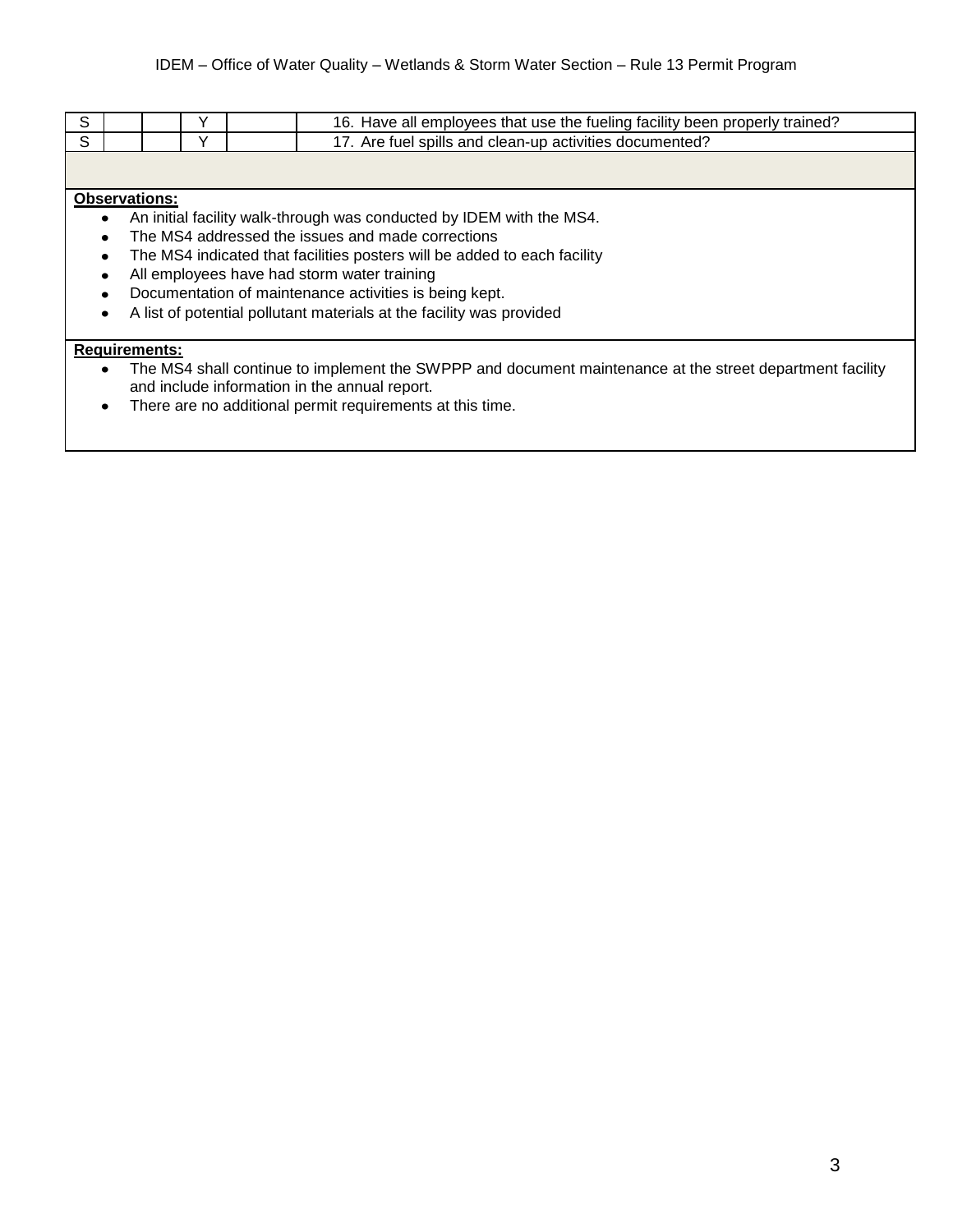| | | | | | |
|---|---|---|---|---|---|
| S | | | Y | | 16. Have all employees that use the fueling facility been properly trained? |
| S | | | Y | | 17. Are fuel spills and clean-up activities documented? |

**Observations:**

- An initial facility walk-through was conducted by IDEM with the MS4.
- The MS4 addressed the issues and made corrections
- The MS4 indicated that facilities posters will be added to each facility
- All employees have had storm water training
- Documentation of maintenance activities is being kept.
- A list of potential pollutant materials at the facility was provided

**Requirements:**

- The MS4 shall continue to implement the SWPPP and document maintenance at the street department facility and include information in the annual report.
- There are no additional permit requirements at this time.